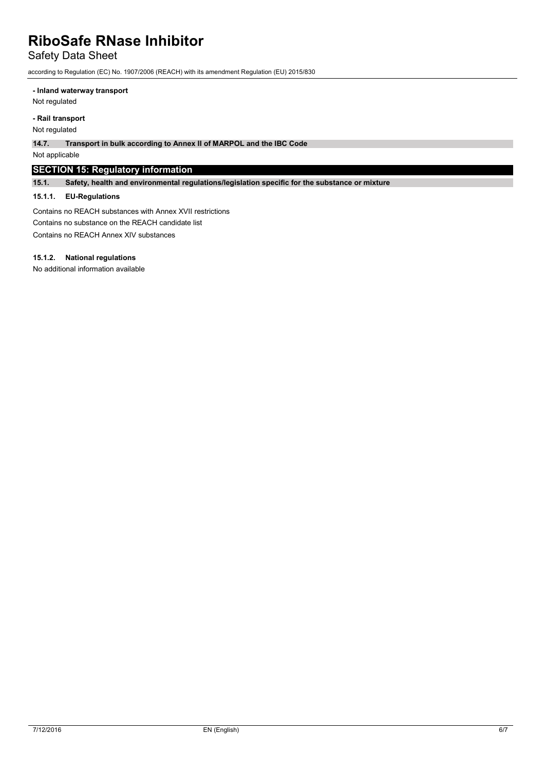**- Inland waterway transport**

Not regulated

**- Rail transport**

Not regulated

**14.7. Transport in bulk according to Annex II of MARPOL and the IBC Code**

Not applicable

## SECTION 15: Regulatory information

**15.1. Safety, health and environmental regulations/legislation specific for the substance or mixture**

**15.1.1. EU-Regulations**

Contains no REACH substances with Annex XVII restrictions

Contains no substance on the REACH candidate list

Contains no REACH Annex XIV substances

**15.1.2. National regulations**

No additional information available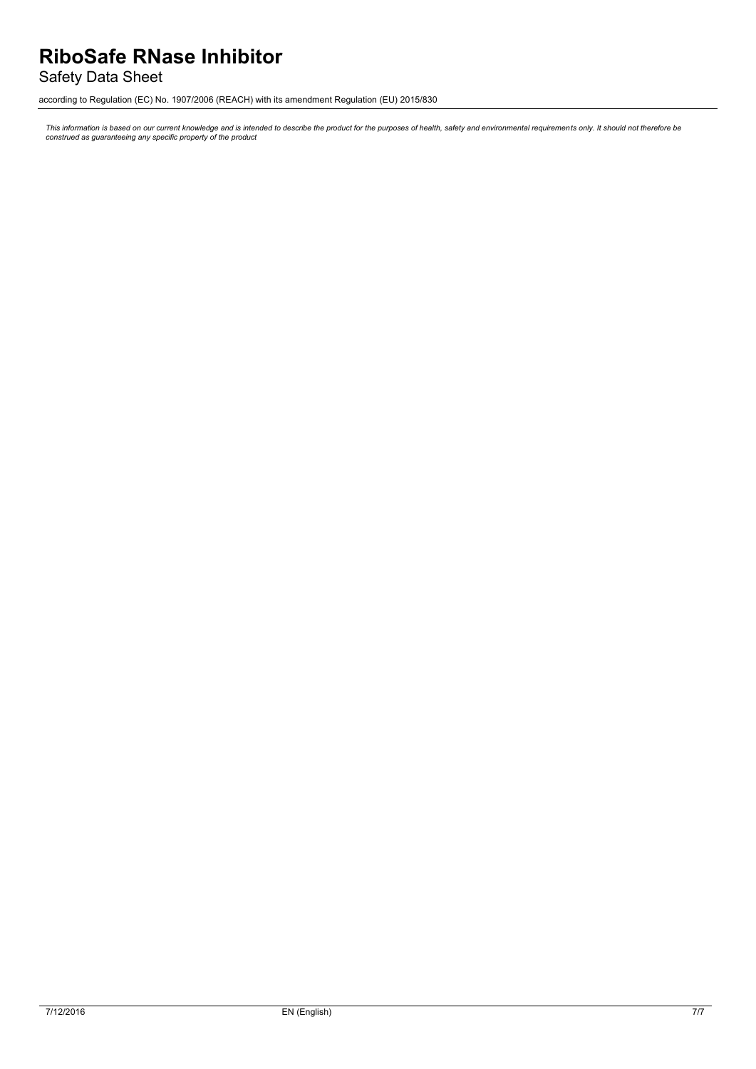*This information is based on our current knowledge and is intended to describe the product for the purposes of health, safety and environmental requirements only. It should not therefore be construed as guaranteeing any specific property of the product*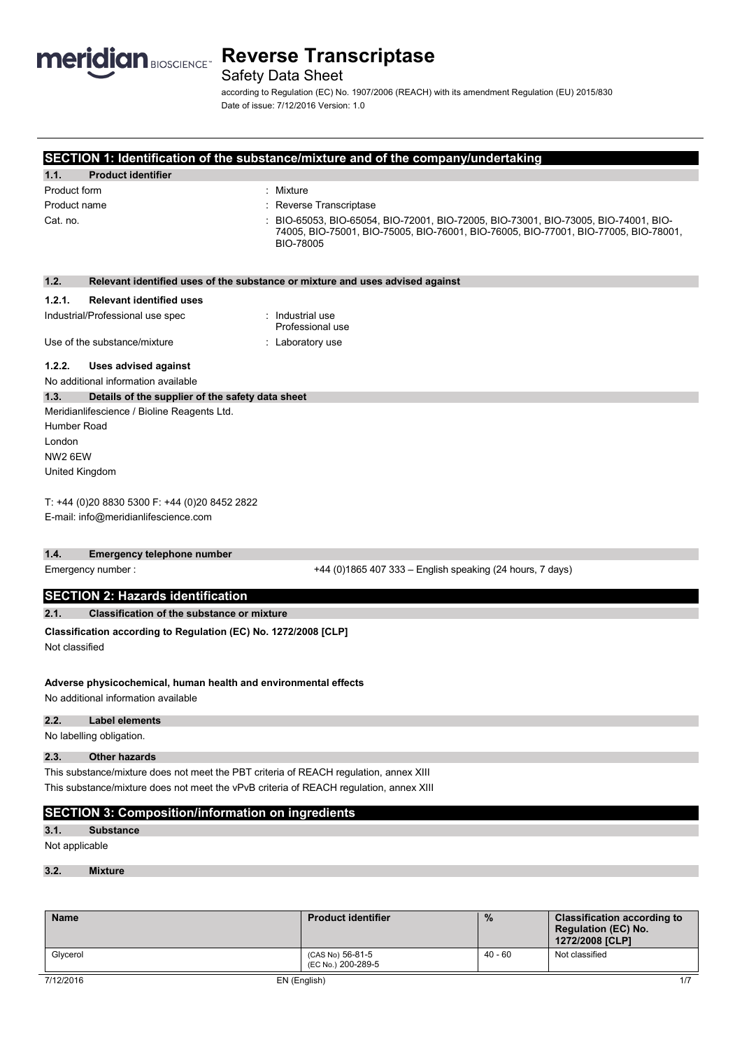# Reverse Transcriptase

Safety Data Sheet

according to Regulation (EC) No. 1907/2006 (REACH) with its amendment Regulation (EU) 2015/830

Date of issue: 7/12/2016 Version: 1.0

## SECTION 1: Identification of the substance/mixture and of the company/undertaking

### 1.1. Product identifier

Product form : Mixture

Product name : Reverse Transcriptase

Cat. no. : BIO-65053, BIO-65054, BIO-72001, BIO-72005, BIO-73001, BIO-73005, BIO-74001, BIO-74005, BIO-75001, BIO-75005, BIO-76001, BIO-76005, BIO-77001, BIO-77005, BIO-78001, BIO-78005

### 1.2. Relevant identified uses of the substance or mixture and uses advised against

#### 1.2.1. Relevant identified uses

Industrial/Professional use spec : Industrial use
Professional use

Use of the substance/mixture : Laboratory use

#### 1.2.2. Uses advised against

No additional information available

### 1.3. Details of the supplier of the safety data sheet

Meridianlifescience / Bioline Reagents Ltd.
Humber Road
London
NW2 6EW
United Kingdom

T: +44 (0)20 8830 5300 F: +44 (0)20 8452 2822
E-mail: info@meridianlifescience.com

### 1.4. Emergency telephone number

Emergency number : +44 (0)1865 407 333 – English speaking (24 hours, 7 days)

## SECTION 2: Hazards identification

### 2.1. Classification of the substance or mixture

**Classification according to Regulation (EC) No. 1272/2008 [CLP]**

Not classified

**Adverse physicochemical, human health and environmental effects**

No additional information available

### 2.2. Label elements

No labelling obligation.

### 2.3. Other hazards

This substance/mixture does not meet the PBT criteria of REACH regulation, annex XIII

This substance/mixture does not meet the vPvB criteria of REACH regulation, annex XIII

## SECTION 3: Composition/information on ingredients

### 3.1. Substance

Not applicable

### 3.2. Mixture

| Name | Product identifier | % | Classification according to Regulation (EC) No. 1272/2008 [CLP] |
|---|---|---|---|
| Glycerol | (CAS No) 56-81-5<br>(EC No.) 200-289-5 | 40 - 60 | Not classified |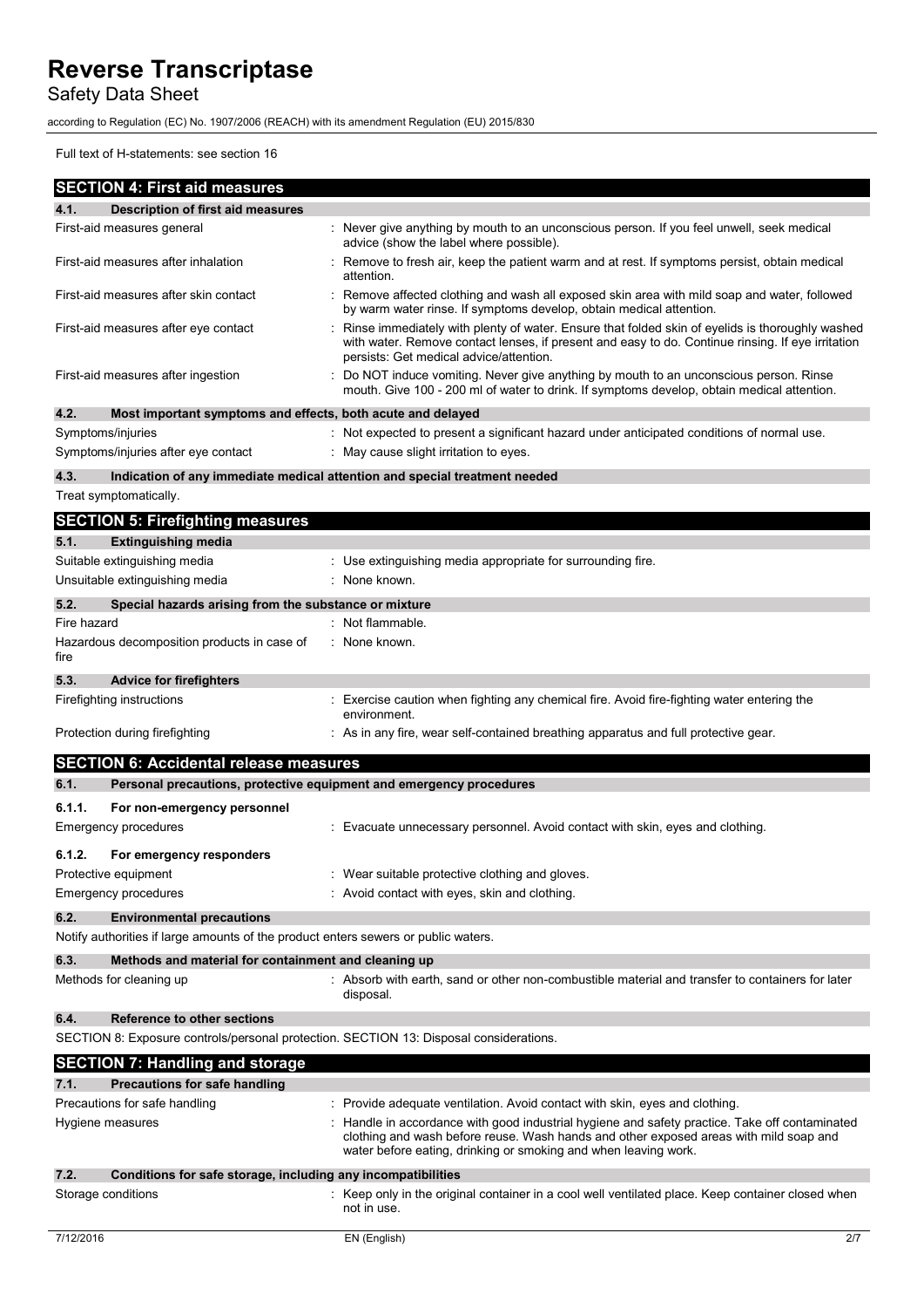Full text of H-statements: see section 16

## SECTION 4: First aid measures

### 4.1. Description of first aid measures

| | |
|---|---|
| First-aid measures general | : Never give anything by mouth to an unconscious person. If you feel unwell, seek medical advice (show the label where possible). |
| First-aid measures after inhalation | : Remove to fresh air, keep the patient warm and at rest. If symptoms persist, obtain medical attention. |
| First-aid measures after skin contact | : Remove affected clothing and wash all exposed skin area with mild soap and water, followed by warm water rinse. If symptoms develop, obtain medical attention. |
| First-aid measures after eye contact | : Rinse immediately with plenty of water. Ensure that folded skin of eyelids is thoroughly washed with water. Remove contact lenses, if present and easy to do. Continue rinsing. If eye irritation persists: Get medical advice/attention. |
| First-aid measures after ingestion | : Do NOT induce vomiting. Never give anything by mouth to an unconscious person. Rinse mouth. Give 100 - 200 ml of water to drink. If symptoms develop, obtain medical attention. |

### 4.2. Most important symptoms and effects, both acute and delayed

| | |
|---|---|
| Symptoms/injuries | : Not expected to present a significant hazard under anticipated conditions of normal use. |
| Symptoms/injuries after eye contact | : May cause slight irritation to eyes. |

### 4.3. Indication of any immediate medical attention and special treatment needed

Treat symptomatically.

## SECTION 5: Firefighting measures

### 5.1. Extinguishing media

| | |
|---|---|
| Suitable extinguishing media | : Use extinguishing media appropriate for surrounding fire. |
| Unsuitable extinguishing media | : None known. |

### 5.2. Special hazards arising from the substance or mixture

| | |
|---|---|
| Fire hazard | : Not flammable. |
| Hazardous decomposition products in case of fire | : None known. |

### 5.3. Advice for firefighters

| | |
|---|---|
| Firefighting instructions | : Exercise caution when fighting any chemical fire. Avoid fire-fighting water entering the environment. |
| Protection during firefighting | : As in any fire, wear self-contained breathing apparatus and full protective gear. |

## SECTION 6: Accidental release measures

### 6.1. Personal precautions, protective equipment and emergency procedures

#### 6.1.1. For non-emergency personnel

| | |
|---|---|
| Emergency procedures | : Evacuate unnecessary personnel. Avoid contact with skin, eyes and clothing. |

#### 6.1.2. For emergency responders

| | |
|---|---|
| Protective equipment | : Wear suitable protective clothing and gloves. |
| Emergency procedures | : Avoid contact with eyes, skin and clothing. |

### 6.2. Environmental precautions

Notify authorities if large amounts of the product enters sewers or public waters.

### 6.3. Methods and material for containment and cleaning up

| | |
|---|---|
| Methods for cleaning up | : Absorb with earth, sand or other non-combustible material and transfer to containers for later disposal. |

### 6.4. Reference to other sections

SECTION 8: Exposure controls/personal protection. SECTION 13: Disposal considerations.

## SECTION 7: Handling and storage

### 7.1. Precautions for safe handling

| | |
|---|---|
| Precautions for safe handling | : Provide adequate ventilation. Avoid contact with skin, eyes and clothing. |
| Hygiene measures | : Handle in accordance with good industrial hygiene and safety practice. Take off contaminated clothing and wash before reuse. Wash hands and other exposed areas with mild soap and water before eating, drinking or smoking and when leaving work. |

### 7.2. Conditions for safe storage, including any incompatibilities

| | |
|---|---|
| Storage conditions | : Keep only in the original container in a cool well ventilated place. Keep container closed when not in use. |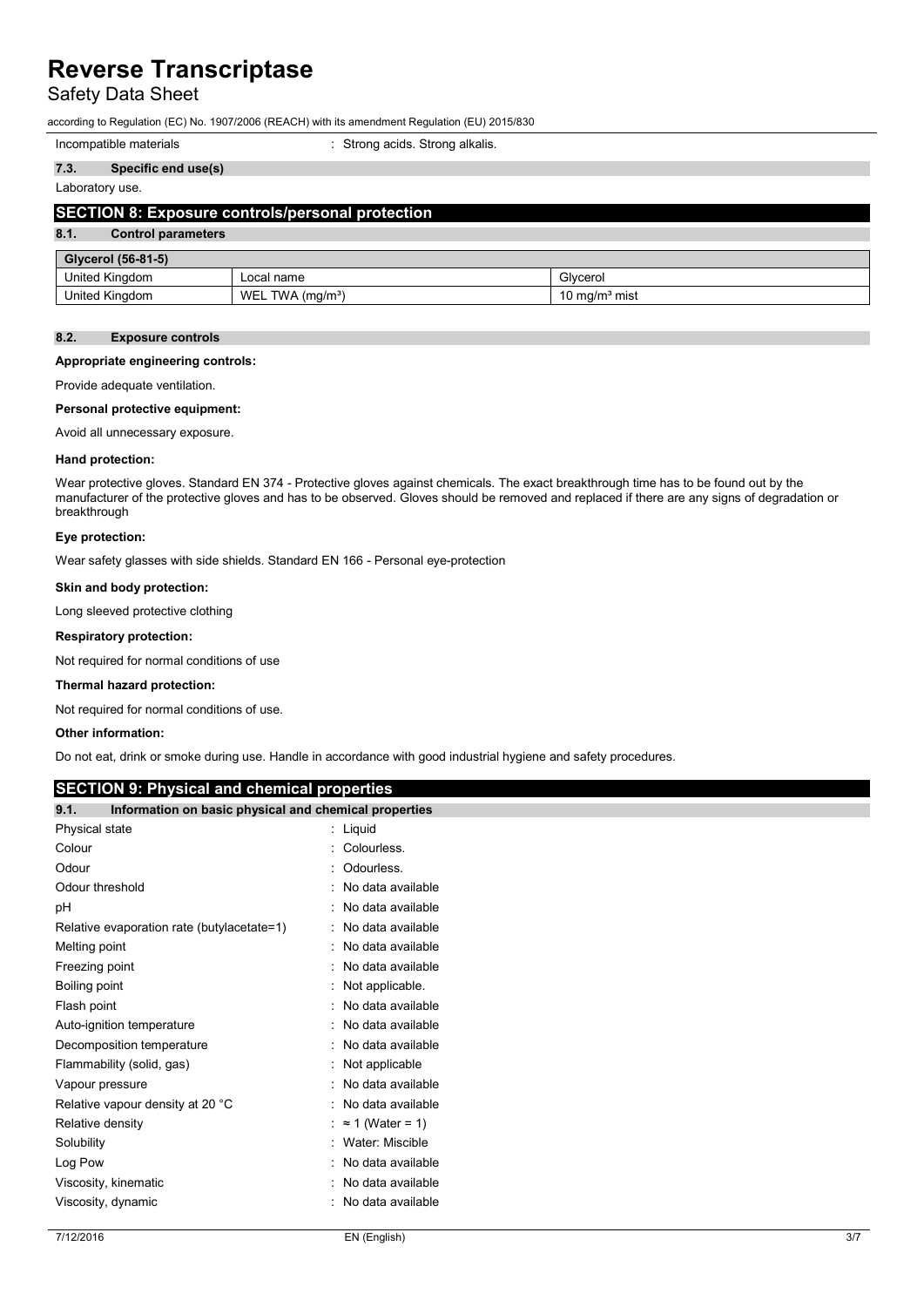Incompatible materials : Strong acids. Strong alkalis.

### 7.3. Specific end use(s)

Laboratory use.

## SECTION 8: Exposure controls/personal protection

### 8.1. Control parameters

| Glycerol (56-81-5) | | |
|---|---|---|
| United Kingdom | Local name | Glycerol |
| United Kingdom | WEL TWA (mg/m³) | 10 mg/m³ mist |

### 8.2. Exposure controls

**Appropriate engineering controls:**

Provide adequate ventilation.

**Personal protective equipment:**

Avoid all unnecessary exposure.

**Hand protection:**

Wear protective gloves. Standard EN 374 - Protective gloves against chemicals. The exact breakthrough time has to be found out by the manufacturer of the protective gloves and has to be observed. Gloves should be removed and replaced if there are any signs of degradation or breakthrough

**Eye protection:**

Wear safety glasses with side shields. Standard EN 166 - Personal eye-protection

**Skin and body protection:**

Long sleeved protective clothing

**Respiratory protection:**

Not required for normal conditions of use

**Thermal hazard protection:**

Not required for normal conditions of use.

**Other information:**

Do not eat, drink or smoke during use. Handle in accordance with good industrial hygiene and safety procedures.

## SECTION 9: Physical and chemical properties

### 9.1. Information on basic physical and chemical properties

| | |
|---|---|
| Physical state | : Liquid |
| Colour | : Colourless. |
| Odour | : Odourless. |
| Odour threshold | : No data available |
| pH | : No data available |
| Relative evaporation rate (butylacetate=1) | : No data available |
| Melting point | : No data available |
| Freezing point | : No data available |
| Boiling point | : Not applicable. |
| Flash point | : No data available |
| Auto-ignition temperature | : No data available |
| Decomposition temperature | : No data available |
| Flammability (solid, gas) | : Not applicable |
| Vapour pressure | : No data available |
| Relative vapour density at 20 °C | : No data available |
| Relative density | : ≈ 1 (Water = 1) |
| Solubility | : Water: Miscible |
| Log Pow | : No data available |
| Viscosity, kinematic | : No data available |
| Viscosity, dynamic | : No data available |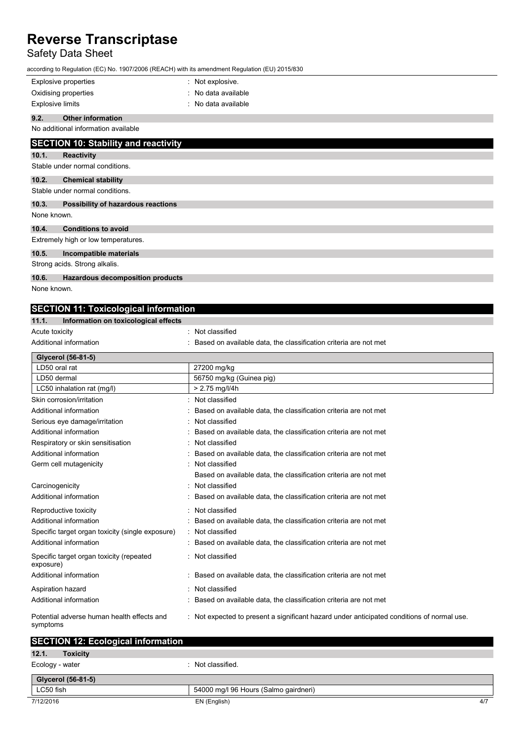| | |
|---|---|
| Explosive properties | : Not explosive. |
| Oxidising properties | : No data available |
| Explosive limits | : No data available |

### 9.2. Other information

No additional information available

## SECTION 10: Stability and reactivity

### 10.1. Reactivity

Stable under normal conditions.

### 10.2. Chemical stability

Stable under normal conditions.

### 10.3. Possibility of hazardous reactions

None known.

### 10.4. Conditions to avoid

Extremely high or low temperatures.

### 10.5. Incompatible materials

Strong acids. Strong alkalis.

### 10.6. Hazardous decomposition products

None known.

## SECTION 11: Toxicological information

### 11.1. Information on toxicological effects

| | |
|---|---|
| Acute toxicity | : Not classified |
| Additional information | : Based on available data, the classification criteria are not met |

| Glycerol (56-81-5) | |
|---|---|
| LD50 oral rat | 27200 mg/kg |
| LD50 dermal | 56750 mg/kg (Guinea pig) |
| LC50 inhalation rat (mg/l) | > 2.75 mg/l/4h |

| | |
|---|---|
| Skin corrosion/irritation | : Not classified |
| Additional information | : Based on available data, the classification criteria are not met |
| Serious eye damage/irritation | : Not classified |
| Additional information | : Based on available data, the classification criteria are not met |
| Respiratory or skin sensitisation | : Not classified |
| Additional information | : Based on available data, the classification criteria are not met |
| Germ cell mutagenicity | : Not classified |
| | Based on available data, the classification criteria are not met |
| Carcinogenicity | : Not classified |
| Additional information | : Based on available data, the classification criteria are not met |
| Reproductive toxicity | : Not classified |
| Additional information | : Based on available data, the classification criteria are not met |
| Specific target organ toxicity (single exposure) | : Not classified |
| Additional information | : Based on available data, the classification criteria are not met |
| Specific target organ toxicity (repeated exposure) | : Not classified |
| Additional information | : Based on available data, the classification criteria are not met |
| Aspiration hazard | : Not classified |
| Additional information | : Based on available data, the classification criteria are not met |
| Potential adverse human health effects and symptoms | : Not expected to present a significant hazard under anticipated conditions of normal use. |

## SECTION 12: Ecological information

### 12.1. Toxicity

| | |
|---|---|
| Ecology - water | : Not classified. |

| Glycerol (56-81-5) | |
|---|---|
| LC50 fish | 54000 mg/l 96 Hours (Salmo gairdneri) |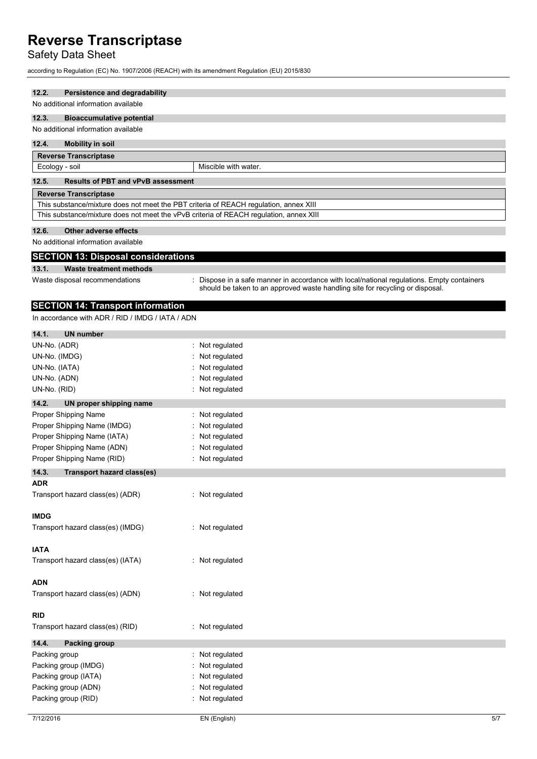#### 12.2. Persistence and degradability

No additional information available

#### 12.3. Bioaccumulative potential

No additional information available

#### 12.4. Mobility in soil

| Reverse Transcriptase | |
|---|---|
| Ecology - soil | Miscible with water. |

#### 12.5. Results of PBT and vPvB assessment

| Reverse Transcriptase |
|---|
| This substance/mixture does not meet the PBT criteria of REACH regulation, annex XIII |
| This substance/mixture does not meet the vPvB criteria of REACH regulation, annex XIII |

#### 12.6. Other adverse effects

No additional information available

## SECTION 13: Disposal considerations

#### 13.1. Waste treatment methods

Waste disposal recommendations : Dispose in a safe manner in accordance with local/national regulations. Empty containers should be taken to an approved waste handling site for recycling or disposal.

## SECTION 14: Transport information

In accordance with ADR / RID / IMDG / IATA / ADN

#### 14.1. UN number

UN-No. (ADR) : Not regulated
UN-No. (IMDG) : Not regulated
UN-No. (IATA) : Not regulated
UN-No. (ADN) : Not regulated
UN-No. (RID) : Not regulated

#### 14.2. UN proper shipping name

Proper Shipping Name : Not regulated
Proper Shipping Name (IMDG) : Not regulated
Proper Shipping Name (IATA) : Not regulated
Proper Shipping Name (ADN) : Not regulated
Proper Shipping Name (RID) : Not regulated

#### 14.3. Transport hazard class(es)

**ADR**

Transport hazard class(es) (ADR) : Not regulated

**IMDG**

Transport hazard class(es) (IMDG) : Not regulated

**IATA**

Transport hazard class(es) (IATA) : Not regulated

**ADN**

Transport hazard class(es) (ADN) : Not regulated

**RID**

Transport hazard class(es) (RID) : Not regulated

#### 14.4. Packing group

Packing group : Not regulated
Packing group (IMDG) : Not regulated
Packing group (IATA) : Not regulated
Packing group (ADN) : Not regulated
Packing group (RID) : Not regulated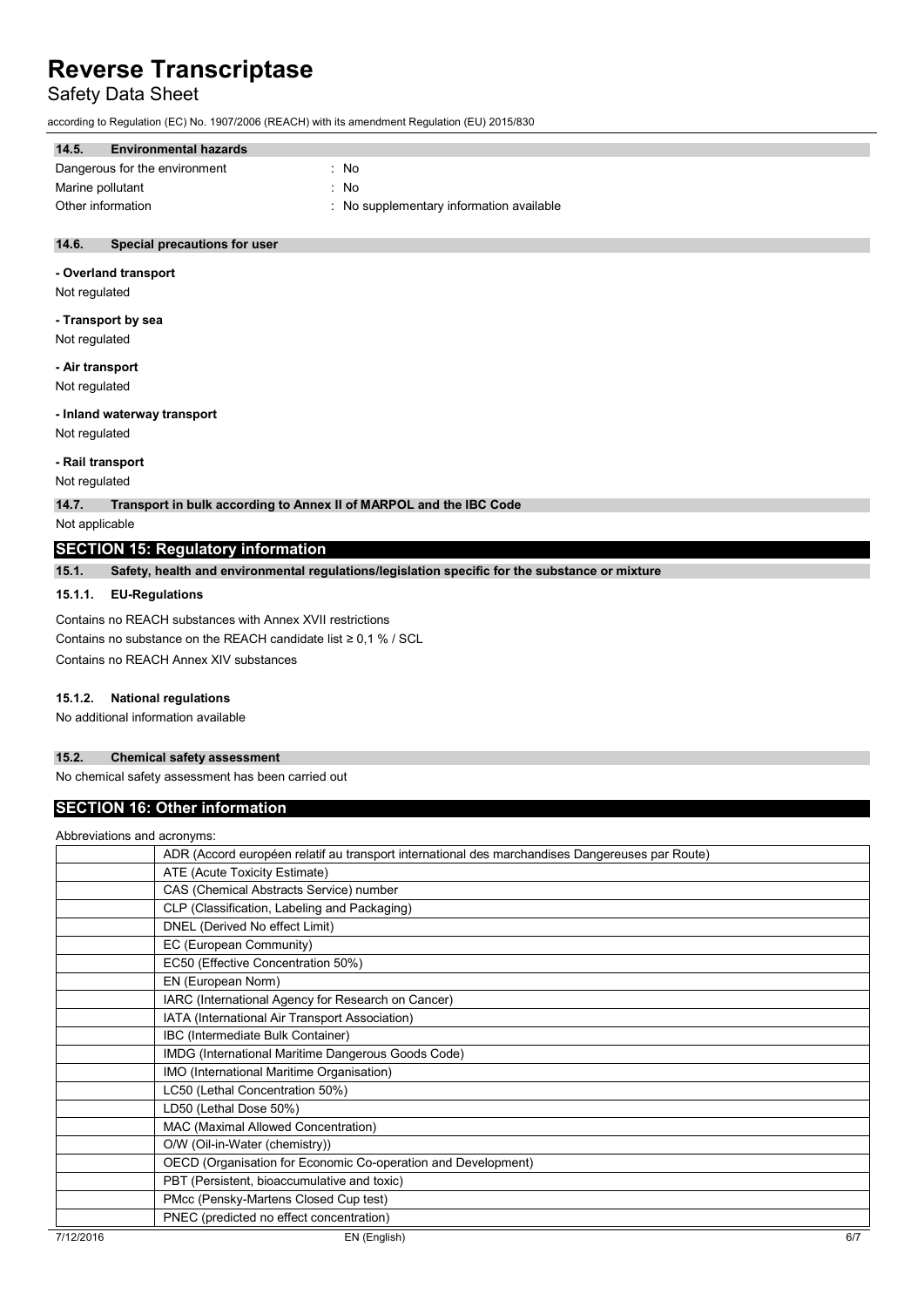### 14.5. Environmental hazards

Dangerous for the environment : No

Marine pollutant : No

Other information : No supplementary information available

### 14.6. Special precautions for user

**- Overland transport**

Not regulated

**- Transport by sea**

Not regulated

**- Air transport**

Not regulated

**- Inland waterway transport**

Not regulated

**- Rail transport**

Not regulated

### 14.7. Transport in bulk according to Annex II of MARPOL and the IBC Code

Not applicable

## SECTION 15: Regulatory information

### 15.1. Safety, health and environmental regulations/legislation specific for the substance or mixture

#### 15.1.1. EU-Regulations

Contains no REACH substances with Annex XVII restrictions

Contains no substance on the REACH candidate list ≥ 0,1 % / SCL

Contains no REACH Annex XIV substances

#### 15.1.2. National regulations

No additional information available

### 15.2. Chemical safety assessment

No chemical safety assessment has been carried out

## SECTION 16: Other information

Abbreviations and acronyms:

| | |
|---|---|
| | ADR (Accord européen relatif au transport international des marchandises Dangereuses par Route) |
| | ATE (Acute Toxicity Estimate) |
| | CAS (Chemical Abstracts Service) number |
| | CLP (Classification, Labeling and Packaging) |
| | DNEL (Derived No effect Limit) |
| | EC (European Community) |
| | EC50 (Effective Concentration 50%) |
| | EN (European Norm) |
| | IARC (International Agency for Research on Cancer) |
| | IATA (International Air Transport Association) |
| | IBC (Intermediate Bulk Container) |
| | IMDG (International Maritime Dangerous Goods Code) |
| | IMO (International Maritime Organisation) |
| | LC50 (Lethal Concentration 50%) |
| | LD50 (Lethal Dose 50%) |
| | MAC (Maximal Allowed Concentration) |
| | O/W (Oil-in-Water (chemistry)) |
| | OECD (Organisation for Economic Co-operation and Development) |
| | PBT (Persistent, bioaccumulative and toxic) |
| | PMcc (Pensky-Martens Closed Cup test) |
| | PNEC (predicted no effect concentration) |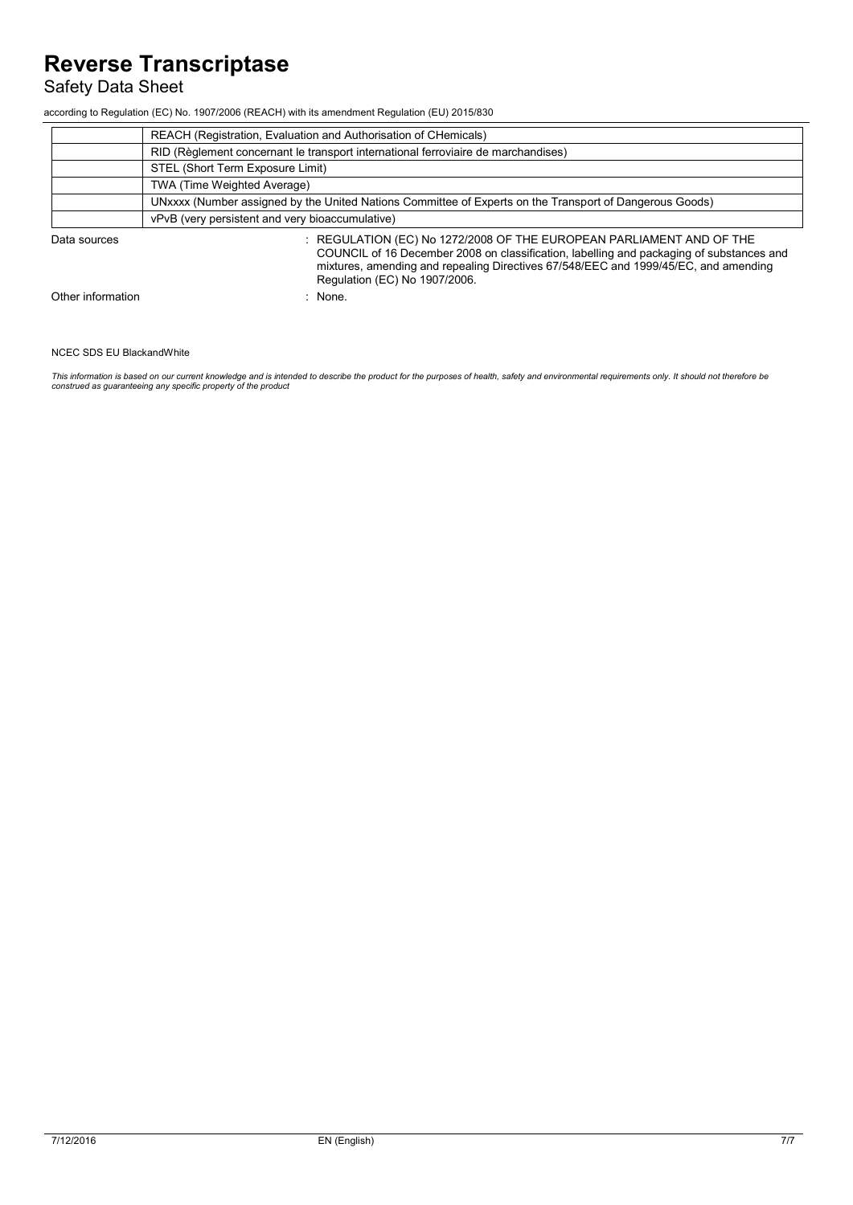| | |
|---|---|
| | REACH (Registration, Evaluation and Authorisation of CHemicals) |
| | RID (Règlement concernant le transport international ferroviaire de marchandises) |
| | STEL (Short Term Exposure Limit) |
| | TWA (Time Weighted Average) |
| | UNxxxx (Number assigned by the United Nations Committee of Experts on the Transport of Dangerous Goods) |
| | vPvB (very persistent and very bioaccumulative) |

Data sources : REGULATION (EC) No 1272/2008 OF THE EUROPEAN PARLIAMENT AND OF THE COUNCIL of 16 December 2008 on classification, labelling and packaging of substances and mixtures, amending and repealing Directives 67/548/EEC and 1999/45/EC, and amending Regulation (EC) No 1907/2006.

Other information : None.

NCEC SDS EU BlackandWhite

*This information is based on our current knowledge and is intended to describe the product for the purposes of health, safety and environmental requirements only. It should not therefore be construed as guaranteeing any specific property of the product*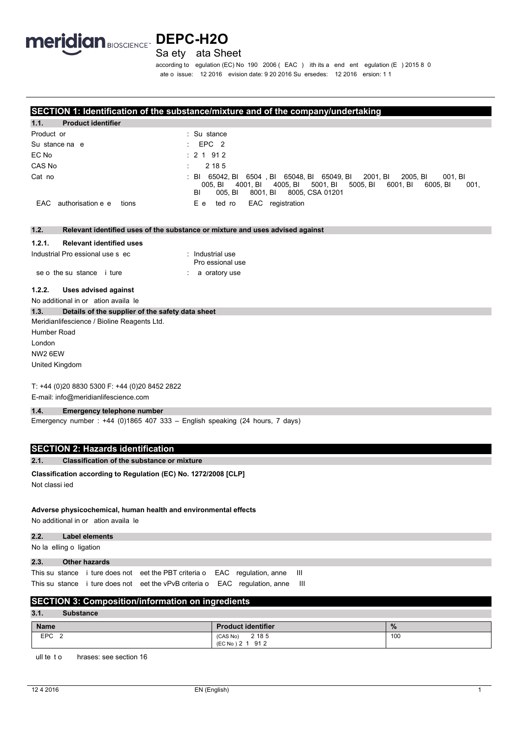# DEPC-H2O

Sa ety ata Sheet

according to egulation (EC) No 190 2006 ( EAC ) ith its a end ent egulation (E ) 2015 8 0

ate o issue: 12 2016 evision date: 9 20 2016 Su ersedes: 12 2016 ersion: 1 1

## SECTION 1: Identification of the substance/mixture and of the company/undertaking

### 1.1. Product identifier

| | |
|---|---|
| Product or | : Su stance |
| Su stance na e | : EPC 2 |
| EC No | : 2 1 91 2 |
| CAS No | : 2 18 5 |
| Cat no | : BI 65042, BI 6504 , BI 65048, BI 65049, BI 2001, BI 2005, BI 001, BI 005, BI 4001, BI 4005, BI 5001, BI 5005, BI 6001, BI 6005, BI 001, BI 005, BI 8001, BI 8005, CSA 01201 |
| EAC authorisation e e tions | E e ted ro EAC registration |

### 1.2. Relevant identified uses of the substance or mixture and uses advised against

#### 1.2.1. Relevant identified uses

| | |
|---|---|
| Industrial Pro essional use s ec | : Industrial use<br>Pro essional use |
| se o the su stance i ture | : a oratory use |

#### 1.2.2. Uses advised against

No additional in or ation availa le

### 1.3. Details of the supplier of the safety data sheet

Meridianlifescience / Bioline Reagents Ltd.

Humber Road

London

NW2 6EW

United Kingdom

T: +44 (0)20 8830 5300 F: +44 (0)20 8452 2822

E-mail: info@meridianlifescience.com

### 1.4. Emergency telephone number

Emergency number : +44 (0)1865 407 333 – English speaking (24 hours, 7 days)

## SECTION 2: Hazards identification

### 2.1. Classification of the substance or mixture

**Classification according to Regulation (EC) No. 1272/2008 [CLP]**

Not classi ied

**Adverse physicochemical, human health and environmental effects**

No additional in or ation availa le

### 2.2. Label elements

No la elling o ligation

### 2.3. Other hazards

This su stance i ture does not eet the PBT criteria o EAC regulation, anne III

This su stance i ture does not eet the vPvB criteria o EAC regulation, anne III

## SECTION 3: Composition/information on ingredients

### 3.1. Substance

| Name | Product identifier | % |
|---|---|---|
| EPC 2 | (CAS No) 2 18 5<br>(EC No ) 2 1 91 2 | 100 |

ull te t o hrases: see section 16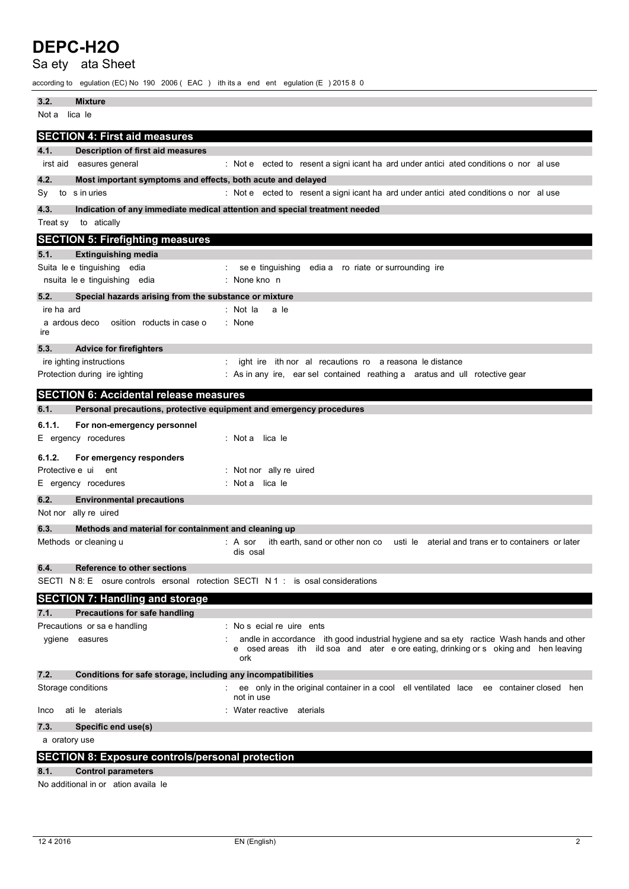### 3.2. Mixture

Not a lica le

## SECTION 4: First aid measures

### 4.1. Description of first aid measures

irst aid easures general : Not e ected to resent a signi icant ha ard under antici ated conditions o nor al use

### 4.2. Most important symptoms and effects, both acute and delayed

Sy to s in uries : Not e ected to resent a signi icant ha ard under antici ated conditions o nor al use

### 4.3. Indication of any immediate medical attention and special treatment needed

Treat sy to atically

## SECTION 5: Firefighting measures

### 5.1. Extinguishing media

Suita le e tinguishing edia : se e tinguishing edia a ro riate or surrounding ire

nsuita le e tinguishing edia : None kno n

### 5.2. Special hazards arising from the substance or mixture

ire ha ard : Not la a le

a ardous deco osition roducts in case o ire : None

### 5.3. Advice for firefighters

ire ighting instructions : ight ire ith nor al recautions ro a reasona le distance

Protection during ire ighting : As in any ire, ear sel contained reathing a aratus and ull rotective gear

## SECTION 6: Accidental release measures

### 6.1. Personal precautions, protective equipment and emergency procedures

#### 6.1.1. For non-emergency personnel

E ergency rocedures : Not a lica le

#### 6.1.2. For emergency responders

Protective e ui ent : Not nor ally re uired

E ergency rocedures : Not a lica le

### 6.2. Environmental precautions

Not nor ally re uired

### 6.3. Methods and material for containment and cleaning up

Methods or cleaning u : A sor ith earth, sand or other non co usti le aterial and trans er to containers or later dis osal

### 6.4. Reference to other sections

SECTI N 8: E osure controls ersonal rotection SECTI N 1 : is osal considerations

## SECTION 7: Handling and storage

### 7.1. Precautions for safe handling

Precautions or sa e handling : No s ecial re uire ents

ygiene easures : andle in accordance ith good industrial hygiene and sa ety ractice Wash hands and other e osed areas ith ild soa and ater e ore eating, drinking or s oking and hen leaving ork

### 7.2. Conditions for safe storage, including any incompatibilities

Storage conditions : ee only in the original container in a cool ell ventilated lace ee container closed hen not in use

Inco ati le aterials : Water reactive aterials

### 7.3. Specific end use(s)

a oratory use

## SECTION 8: Exposure controls/personal protection

### 8.1. Control parameters

No additional in or ation availa le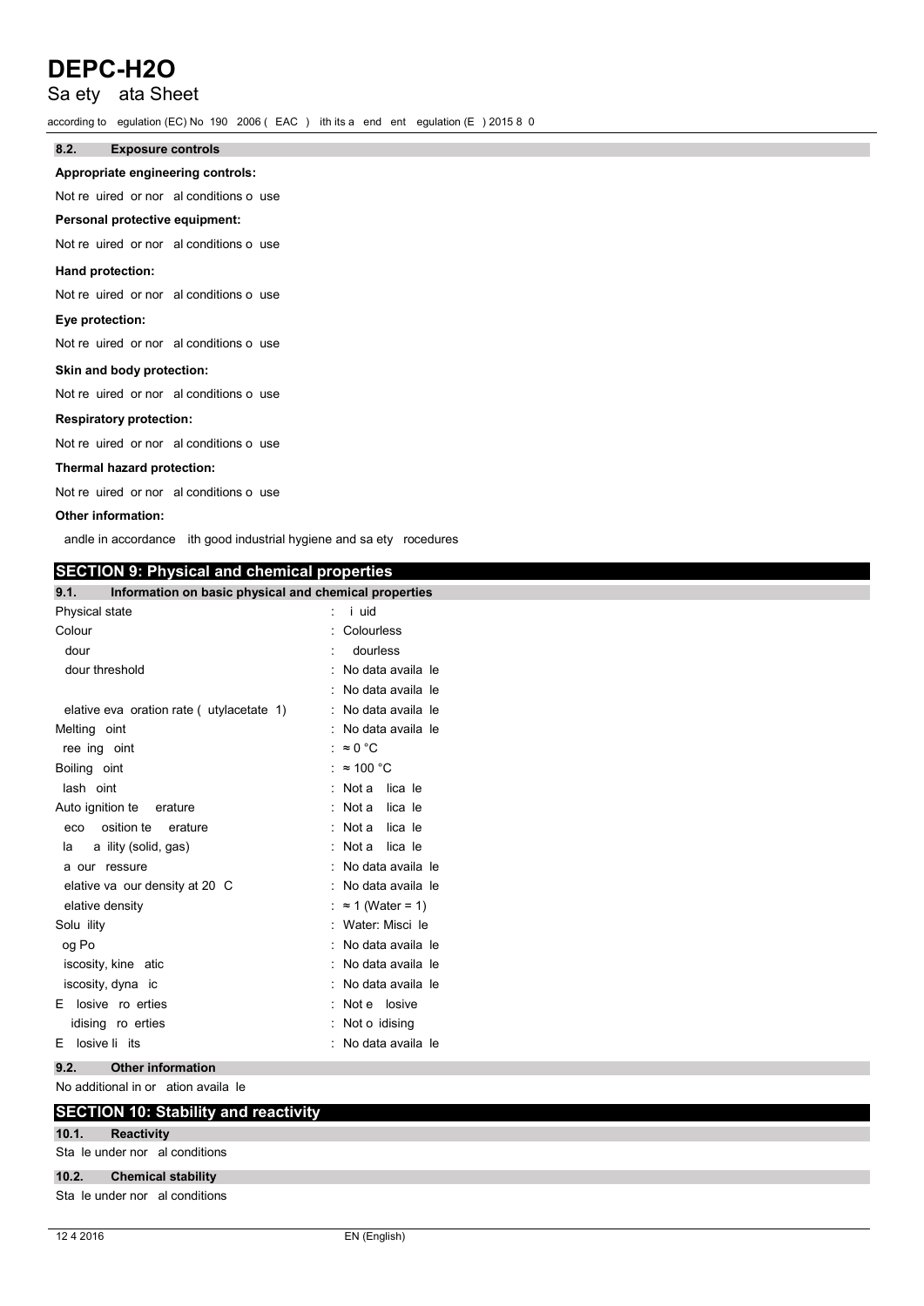#### 8.2. Exposure controls

**Appropriate engineering controls:**

Not re uired or nor al conditions o use

**Personal protective equipment:**

Not re uired or nor al conditions o use

**Hand protection:**

Not re uired or nor al conditions o use

**Eye protection:**

Not re uired or nor al conditions o use

**Skin and body protection:**

Not re uired or nor al conditions o use

**Respiratory protection:**

Not re uired or nor al conditions o use

**Thermal hazard protection:**

Not re uired or nor al conditions o use

**Other information:**

andle in accordance ith good industrial hygiene and sa ety rocedures

## SECTION 9: Physical and chemical properties

#### 9.1. Information on basic physical and chemical properties

| Property | Value |
|---|---|
| Physical state | : i uid |
| Colour | : Colourless |
| dour | : dourless |
| dour threshold | : No data availa le |
| | : No data availa le |
| elative eva oration rate ( utylacetate 1) | : No data availa le |
| Melting oint | : No data availa le |
| ree ing oint | : ≈ 0 °C |
| Boiling oint | : ≈ 100 °C |
| lash oint | : Not a lica le |
| Auto ignition te erature | : Not a lica le |
| eco osition te erature | : Not a lica le |
| la a ility (solid, gas) | : Not a lica le |
| a our ressure | : No data availa le |
| elative va our density at 20 C | : No data availa le |
| elative density | : ≈ 1 (Water = 1) |
| Solu ility | : Water: Misci le |
| og Po | : No data availa le |
| iscosity, kine atic | : No data availa le |
| iscosity, dyna ic | : No data availa le |
| E losive ro erties | : Not e losive |
| idising ro erties | : Not o idising |
| E losive li its | : No data availa le |

#### 9.2. Other information

No additional in or ation availa le

## SECTION 10: Stability and reactivity

#### 10.1. Reactivity

Sta le under nor al conditions

#### 10.2. Chemical stability

Sta le under nor al conditions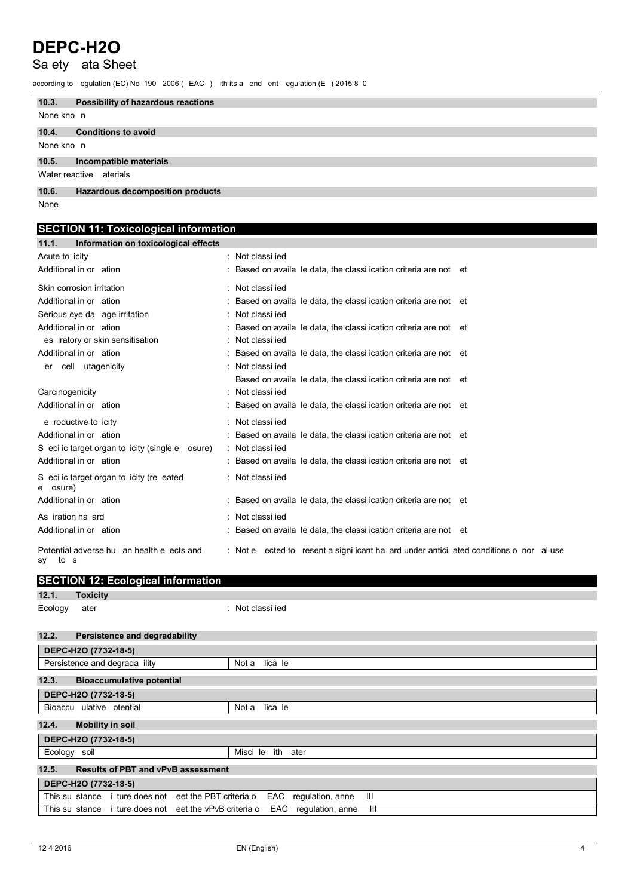# DEPC-H2O

## Sa ety ata Sheet

according to egulation (EC) No 190 2006 ( EAC ) ith its a end ent egulation (E ) 2015 8 0

### 10.3. Possibility of hazardous reactions

None kno n

### 10.4. Conditions to avoid

None kno n

### 10.5. Incompatible materials

Water reactive aterials

### 10.6. Hazardous decomposition products

None

## SECTION 11: Toxicological information

### 11.1. Information on toxicological effects

| | |
|---|---|
| Acute to icity | : Not classi ied |
| Additional in or ation | : Based on availa le data, the classi ication criteria are not et |
| Skin corrosion irritation | : Not classi ied |
| Additional in or ation | : Based on availa le data, the classi ication criteria are not et |
| Serious eye da age irritation | : Not classi ied |
| Additional in or ation | : Based on availa le data, the classi ication criteria are not et |
| es iratory or skin sensitisation | : Not classi ied |
| Additional in or ation | : Based on availa le data, the classi ication criteria are not et |
| er cell utagenicity | : Not classi ied |
| | Based on availa le data, the classi ication criteria are not et |
| Carcinogenicity | : Not classi ied |
| Additional in or ation | : Based on availa le data, the classi ication criteria are not et |
| e roductive to icity | : Not classi ied |
| Additional in or ation | : Based on availa le data, the classi ication criteria are not et |
| S eci ic target organ to icity (single e osure) | : Not classi ied |
| Additional in or ation | : Based on availa le data, the classi ication criteria are not et |
| S eci ic target organ to icity (re eated e osure) | : Not classi ied |
| Additional in or ation | : Based on availa le data, the classi ication criteria are not et |
| As iration ha ard | : Not classi ied |
| Additional in or ation | : Based on availa le data, the classi ication criteria are not et |
| Potential adverse hu an health e ects and sy to s | : Not e ected to resent a signi icant ha ard under antici ated conditions o nor al use |

## SECTION 12: Ecological information

### 12.1. Toxicity

Ecology ater : Not classi ied

### 12.2. Persistence and degradability

| DEPC-H2O (7732-18-5) | |
|---|---|
| Persistence and degrada ility | Not a lica le |

### 12.3. Bioaccumulative potential

| DEPC-H2O (7732-18-5) | |
|---|---|
| Bioaccu ulative otential | Not a lica le |

### 12.4. Mobility in soil

| DEPC-H2O (7732-18-5) | |
|---|---|
| Ecology soil | Misci le ith ater |

### 12.5. Results of PBT and vPvB assessment

| DEPC-H2O (7732-18-5) |
|---|
| This su stance i ture does not eet the PBT criteria o EAC regulation, anne III |
| This su stance i ture does not eet the vPvB criteria o EAC regulation, anne III |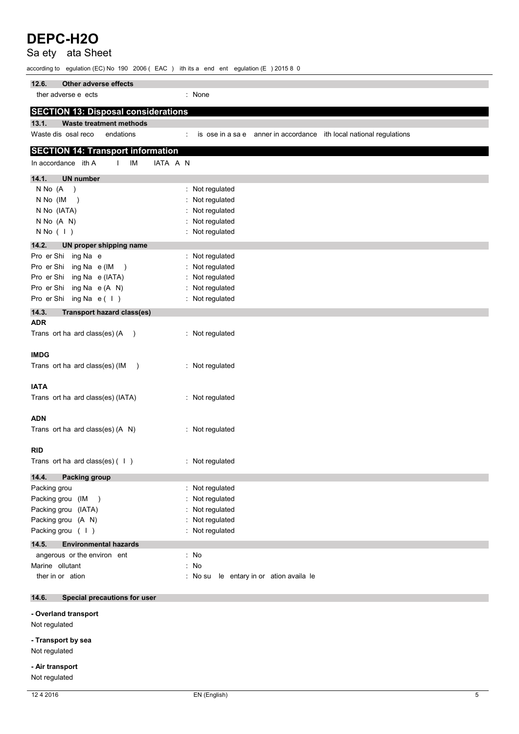# DEPC-H2O

Sa ety ata Sheet

according to egulation (EC) No 190 2006 ( EAC ) ith its a end ent egulation (E ) 2015 8 0

### 12.6. Other adverse effects

ther adverse e ects : None

## SECTION 13: Disposal considerations

### 13.1. Waste treatment methods

Waste dis osal reco endations : is ose in a sa e anner in accordance ith local national regulations

## SECTION 14: Transport information

In accordance ith A I IM IATA A N

### 14.1. UN number

N No (A ) : Not regulated
N No (IM ) : Not regulated
N No (IATA) : Not regulated
N No (A N) : Not regulated
N No ( I ) : Not regulated

### 14.2. UN proper shipping name

Pro er Shi ing Na e : Not regulated
Pro er Shi ing Na e (IM ) : Not regulated
Pro er Shi ing Na e (IATA) : Not regulated
Pro er Shi ing Na e (A N) : Not regulated
Pro er Shi ing Na e ( I ) : Not regulated

### 14.3. Transport hazard class(es)

**ADR**

Trans ort ha ard class(es) (A ) : Not regulated

**IMDG**

Trans ort ha ard class(es) (IM ) : Not regulated

**IATA**

Trans ort ha ard class(es) (IATA) : Not regulated

**ADN**

Trans ort ha ard class(es) (A N) : Not regulated

**RID**

Trans ort ha ard class(es) ( I ) : Not regulated

### 14.4. Packing group

Packing grou : Not regulated
Packing grou (IM ) : Not regulated
Packing grou (IATA) : Not regulated
Packing grou (A N) : Not regulated
Packing grou ( I ) : Not regulated

### 14.5. Environmental hazards

angerous or the environ ent : No
Marine ollutant : No
ther in or ation : No su le entary in or ation availa le

### 14.6. Special precautions for user

**- Overland transport**

Not regulated

**- Transport by sea**

Not regulated

**- Air transport**

Not regulated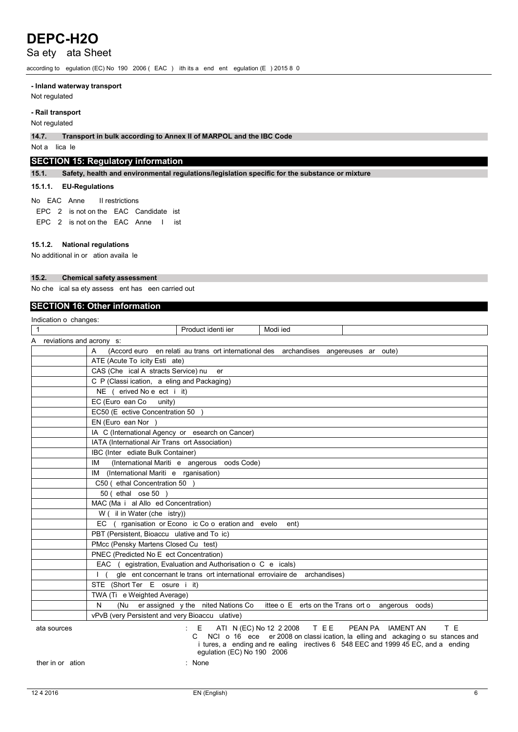- **Inland waterway transport**

Not regulated

- **Rail transport**

Not regulated

**14.7. Transport in bulk according to Annex II of MARPOL and the IBC Code**

Not a lica le

## SECTION 15: Regulatory information

**15.1. Safety, health and environmental regulations/legislation specific for the substance or mixture**

**15.1.1. EU-Regulations**

No EAC Anne II restrictions

EPC 2 is not on the EAC Candidate ist

EPC 2 is not on the EAC Anne I ist

**15.1.2. National regulations**

No additional in or ation availa le

**15.2. Chemical safety assessment**

No che ical sa ety assess ent has een carried out

## SECTION 16: Other information

Indication o changes:

| 1 | Product identi ier | Modi ied | |
|---|---|---|---|

A reviations and acrony s:

| | |
|---|---|
| | A (Accord euro en relati au trans ort international des archandises angereuses ar oute) |
| | ATE (Acute To icity Esti ate) |
| | CAS (Che ical A stracts Service) nu er |
| | C P (Classi ication, a eling and Packaging) |
| | NE ( erived No e ect i it) |
| | EC (Euro ean Co unity) |
| | EC50 (E ective Concentration 50 ) |
| | EN (Euro ean Nor ) |
| | IA C (International Agency or esearch on Cancer) |
| | IATA (International Air Trans ort Association) |
| | IBC (Inter ediate Bulk Container) |
| | IM (International Mariti e angerous oods Code) |
| | IM (International Mariti e rganisation) |
| | C50 ( ethal Concentration 50 ) |
| | 50 ( ethal ose 50 ) |
| | MAC (Ma i al Allo ed Concentration) |
| | W ( il in Water (che istry)) |
| | EC ( rganisation or Econo ic Co o eration and evelo ent) |
| | PBT (Persistent, Bioaccu ulative and To ic) |
| | PMcc (Pensky Martens Closed Cu test) |
| | PNEC (Predicted No E ect Concentration) |
| | EAC ( egistration, Evaluation and Authorisation o C e icals) |
| | I ( gle ent concernant le trans ort international erroviaire de archandises) |
| | STE (Short Ter E osure i it) |
| | TWA (Ti e Weighted Average) |
| | N (Nu er assigned y the nited Nations Co ittee o E erts on the Trans ort o angerous oods) |
| | vPvB (very Persistent and very Bioaccu ulative) |

ata sources : E ATI N (EC) No 12 2 2008 T E E PEAN PA IAMENT AN T E C NCI o 16 ece er 2008 on classi ication, la elling and ackaging o su stances and i tures, a ending and re ealing irectives 6 548 EEC and 1999 45 EC, and a ending egulation (EC) No 190 2006

ther in or ation : None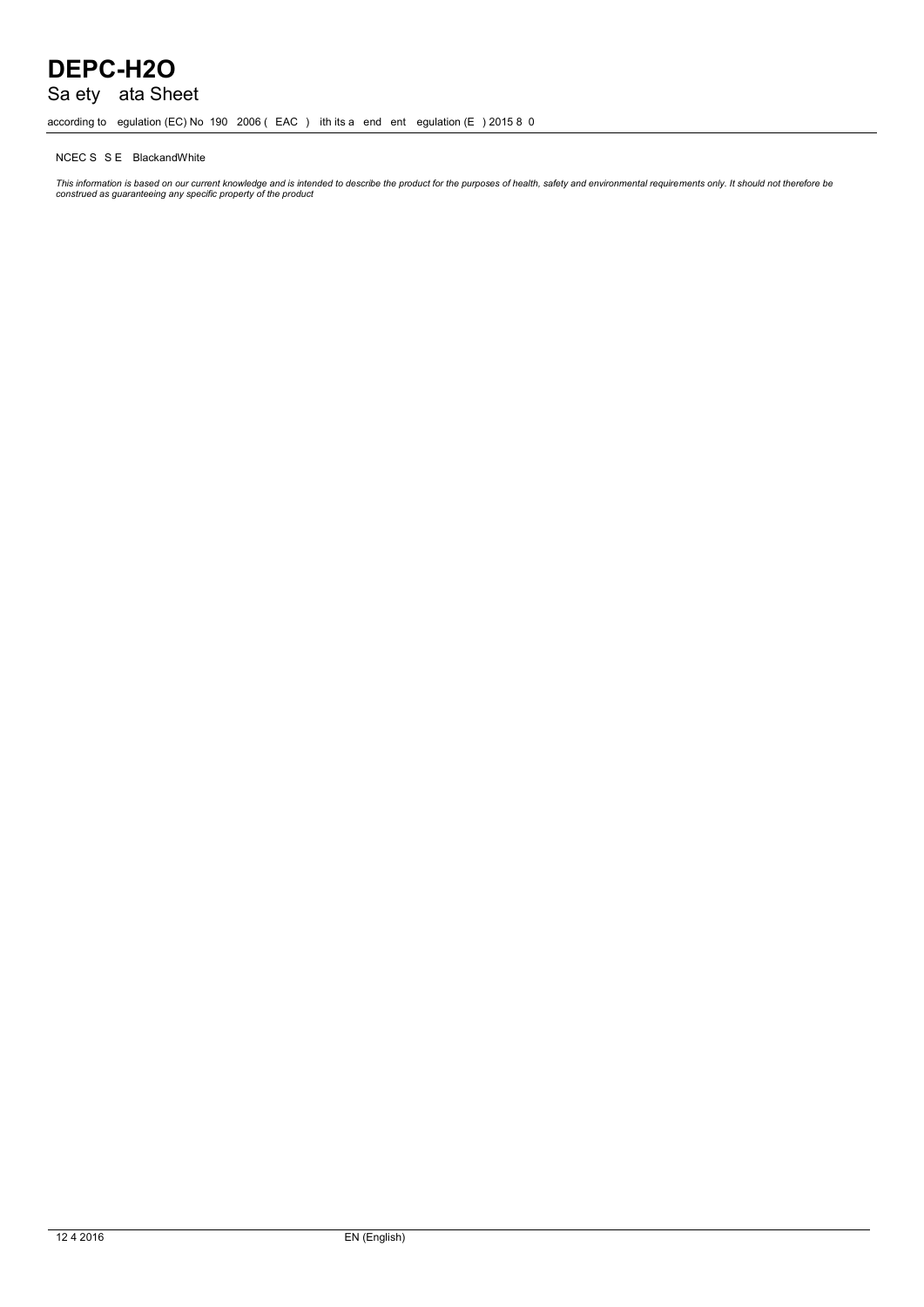NCEC S S E BlackandWhite

*This information is based on our current knowledge and is intended to describe the product for the purposes of health, safety and environmental requirements only. It should not therefore be construed as guaranteeing any specific property of the product*